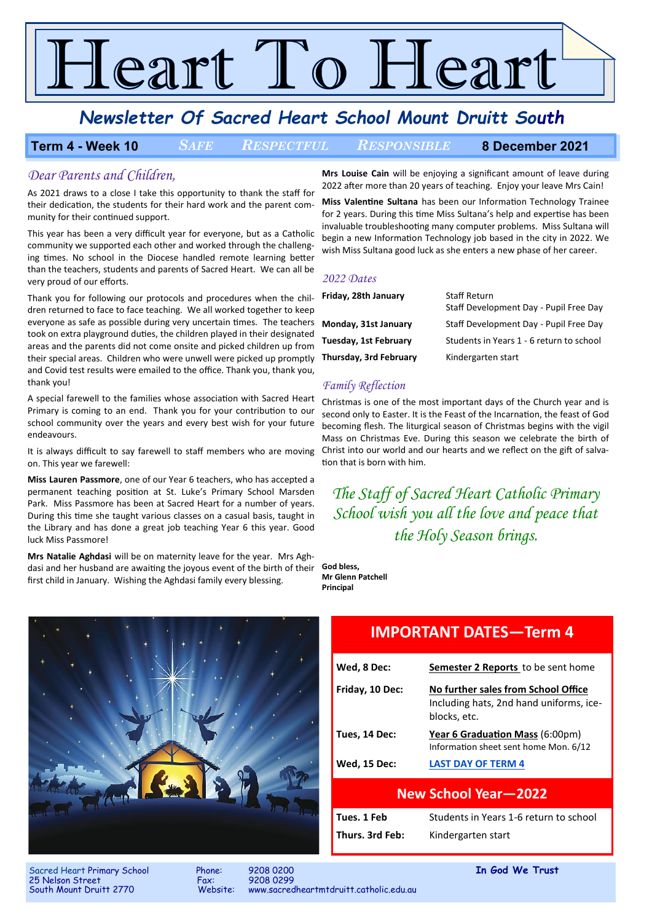# Heart To Heart

## Newsletter Of Sacred Heart School Mount Druitt South

**Term 4 - Week 10** *SAFE* *RESPECTFUL* *RESPONSIBLE* **8 December 2021**

### *Dear Parents and Children,*

As 2021 draws to a close I take this opportunity to thank the staff for their dedication, the students for their hard work and the parent community for their continued support.

This year has been a very difficult year for everyone, but as a Catholic community we supported each other and worked through the challenging times. No school in the Diocese handled remote learning better than the teachers, students and parents of Sacred Heart. We can all be very proud of our efforts.

Thank you for following our protocols and procedures when the children returned to face to face teaching. We all worked together to keep everyone as safe as possible during very uncertain times. The teachers took on extra playground duties, the children played in their designated areas and the parents did not come onsite and picked children up from their special areas. Children who were unwell were picked up promptly and Covid test results were emailed to the office. Thank you, thank you, thank you!

A special farewell to the families whose association with Sacred Heart Primary is coming to an end. Thank you for your contribution to our school community over the years and every best wish for your future endeavours.

It is always difficult to say farewell to staff members who are moving on. This year we farewell:

**Miss Lauren Passmore**, one of our Year 6 teachers, who has accepted a permanent teaching position at St. Luke's Primary School Marsden Park. Miss Passmore has been at Sacred Heart for a number of years. During this time she taught various classes on a casual basis, taught in the Library and has done a great job teaching Year 6 this year. Good luck Miss Passmore!

**Mrs Natalie Aghdasi** will be on maternity leave for the year. Mrs Aghdasi and her husband are awaiting the joyous event of the birth of their first child in January. Wishing the Aghdasi family every blessing.

**Mrs Louise Cain** will be enjoying a significant amount of leave during 2022 after more than 20 years of teaching. Enjoy your leave Mrs Cain!

**Miss Valentine Sultana** has been our Information Technology Trainee for 2 years. During this time Miss Sultana's help and expertise has been invaluable troubleshooting many computer problems. Miss Sultana will begin a new Information Technology job based in the city in 2022. We wish Miss Sultana good luck as she enters a new phase of her career.

### *2022 Dates*

| | |
|---|---|
| **Friday, 28th January** | Staff Return<br>Staff Development Day - Pupil Free Day |
| **Monday, 31st January** | Staff Development Day - Pupil Free Day |
| **Tuesday, 1st February** | Students in Years 1 - 6 return to school |
| **Thursday, 3rd February** | Kindergarten start |

### *Family Reflection*

Christmas is one of the most important days of the Church year and is second only to Easter. It is the Feast of the Incarnation, the feast of God becoming flesh. The liturgical season of Christmas begins with the vigil Mass on Christmas Eve. During this season we celebrate the birth of Christ into our world and our hearts and we reflect on the gift of salvation that is born with him.

*The Staff of Sacred Heart Catholic Primary School wish you all the love and peace that the Holy Season brings.*

**God bless,**
**Mr Glenn Patchell**
**Principal**

## IMPORTANT DATES—Term 4

| | |
|---|---|
| **Wed, 8 Dec:** | **Semester 2 Reports** to be sent home |
| **Friday, 10 Dec:** | **No further sales from School Office**<br>Including hats, 2nd hand uniforms, ice-blocks, etc. |
| **Tues, 14 Dec:** | **Year 6 Graduation Mass** (6:00pm)<br>Information sheet sent home Mon. 6/12 |
| **Wed, 15 Dec:** | **LAST DAY OF TERM 4** |

## New School Year—2022

| | |
|---|---|
| **Tues. 1 Feb** | Students in Years 1-6 return to school |
| **Thurs. 3rd Feb:** | Kindergarten start |

Sacred Heart Primary School
25 Nelson Street
South Mount Druitt 2770

Phone: 9208 0200
Fax: 9208 0299
Website: www.sacredheartmtdruitt.catholic.edu.au

**In God We Trust**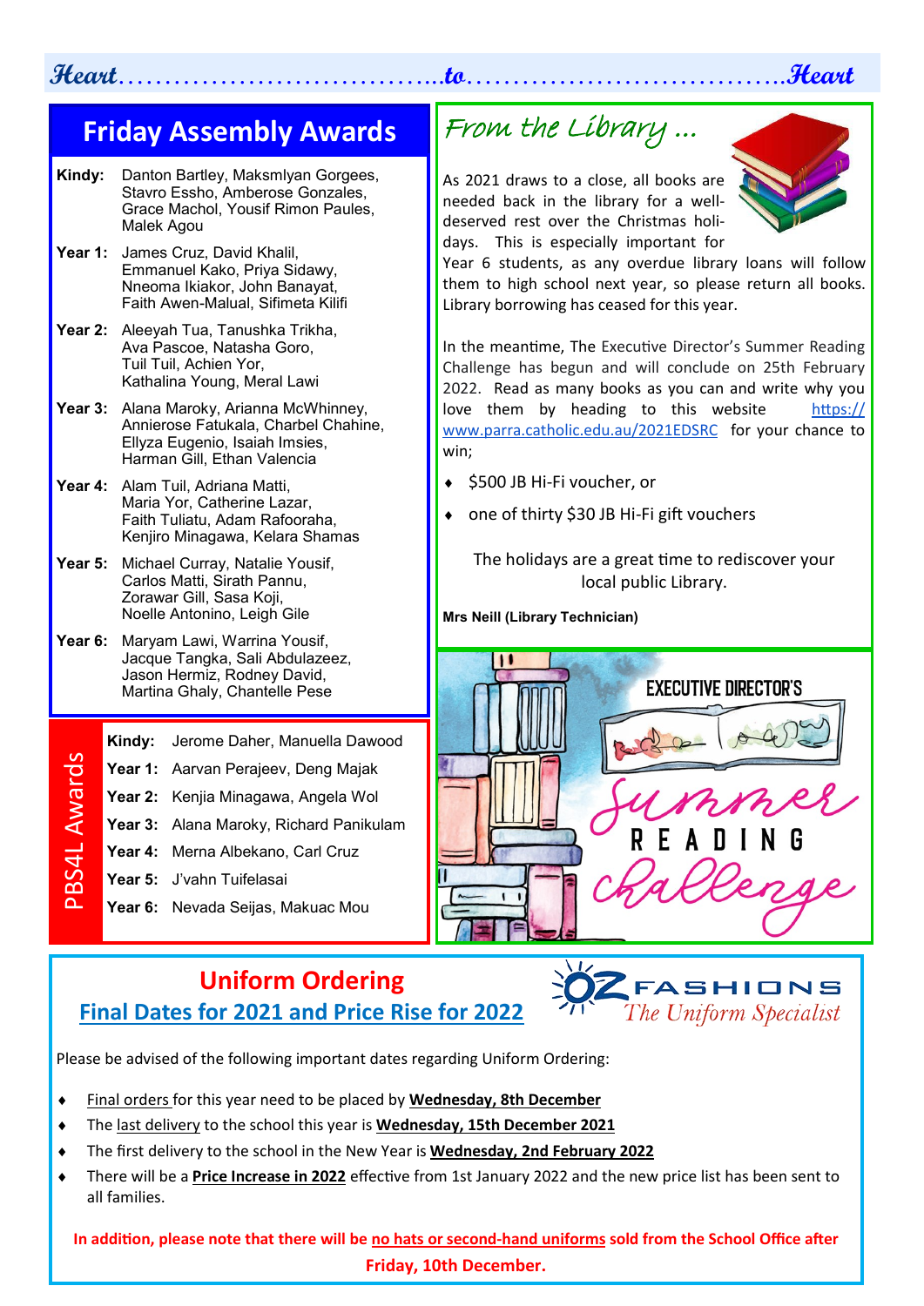# Friday Assembly Awards

**Kindy:** Danton Bartley, Maksmlyan Gorgees, Stavro Essho, Amberose Gonzales, Grace Machol, Yousif Rimon Paules, Malek Agou

**Year 1:** James Cruz, David Khalil, Emmanuel Kako, Priya Sidawy, Nneoma Ikiakor, John Banayat, Faith Awen-Malual, Sifimeta Kilifi

**Year 2:** Aleeyah Tua, Tanushka Trikha, Ava Pascoe, Natasha Goro, Tuil Tuil, Achien Yor, Kathalina Young, Meral Lawi

**Year 3:** Alana Maroky, Arianna McWhinney, Annierose Fatukala, Charbel Chahine, Ellyza Eugenio, Isaiah Imsies, Harman Gill, Ethan Valencia

**Year 4:** Alam Tuil, Adriana Matti, Maria Yor, Catherine Lazar, Faith Tuliatu, Adam Rafooraha, Kenjiro Minagawa, Kelara Shamas

**Year 5:** Michael Curray, Natalie Yousif, Carlos Matti, Sirath Pannu, Zorawar Gill, Sasa Koji, Noelle Antonino, Leigh Gile

**Year 6:** Maryam Lawi, Warrina Yousif, Jacque Tangka, Sali Abdulazeez, Jason Hermiz, Rodney David, Martina Ghaly, Chantelle Pese

## PBS4L Awards

**Kindy:** Jerome Daher, Manuella Dawood

**Year 1:** Aarvan Perajeev, Deng Majak

**Year 2:** Kenjia Minagawa, Angela Wol

**Year 3:** Alana Maroky, Richard Panikulam

**Year 4:** Merna Albekano, Carl Cruz

**Year 5:** J'vahn Tuifelasal

**Year 6:** Nevada Seijas, Makuac Mou

## From the Library ...

As 2021 draws to a close, all books are needed back in the library for a well-deserved rest over the Christmas holidays. This is especially important for Year 6 students, as any overdue library loans will follow them to high school next year, so please return all books. Library borrowing has ceased for this year.

In the meantime, The Executive Director's Summer Reading Challenge has begun and will conclude on 25th February 2022. Read as many books as you can and write why you love them by heading to this website https://www.parra.catholic.edu.au/2021EDSRC for your chance to win;

- $500 JB Hi-Fi voucher, or
- one of thirty $30 JB Hi-Fi gift vouchers

The holidays are a great time to rediscover your local public Library.

**Mrs Neill (Library Technician)**

EXECUTIVE DIRECTOR'S
Summer
READING
Challenge

## Uniform Ordering

### Final Dates for 2021 and Price Rise for 2022

OZ FASHIONS
*The Uniform Specialist*

Please be advised of the following important dates regarding Uniform Ordering:

- Final orders for this year need to be placed by **Wednesday, 8th December**
- The last delivery to the school this year is **Wednesday, 15th December 2021**
- The first delivery to the school in the New Year is **Wednesday, 2nd February 2022**
- There will be a **Price Increase in 2022** effective from 1st January 2022 and the new price list has been sent to all families.

**In addition, please note that there will be no hats or second-hand uniforms sold from the School Office after Friday, 10th December.**